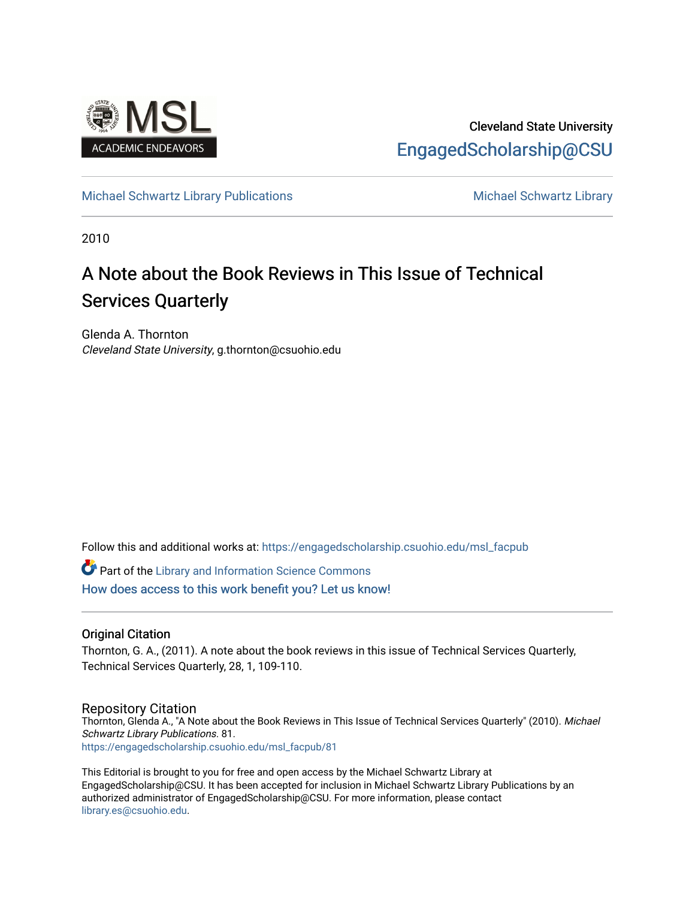Cleveland State University

EngagedScholarship@CSU

Michael Schwartz Library Publications

Michael Schwartz Library

2010

# A Note about the Book Reviews in This Issue of Technical Services Quarterly

Glenda A. Thornton

*Cleveland State University*, g.thornton@csuohio.edu

Follow this and additional works at: https://engagedscholarship.csuohio.edu/msl_facpub

Part of the Library and Information Science Commons

How does access to this work benefit you? Let us know!

## Original Citation

Thornton, G. A., (2011). A note about the book reviews in this issue of Technical Services Quarterly, Technical Services Quarterly, 28, 1, 109-110.

## Repository Citation

Thornton, Glenda A., "A Note about the Book Reviews in This Issue of Technical Services Quarterly" (2010). *Michael Schwartz Library Publications*. 81.

https://engagedscholarship.csuohio.edu/msl_facpub/81

This Editorial is brought to you for free and open access by the Michael Schwartz Library at EngagedScholarship@CSU. It has been accepted for inclusion in Michael Schwartz Library Publications by an authorized administrator of EngagedScholarship@CSU. For more information, please contact library.es@csuohio.edu.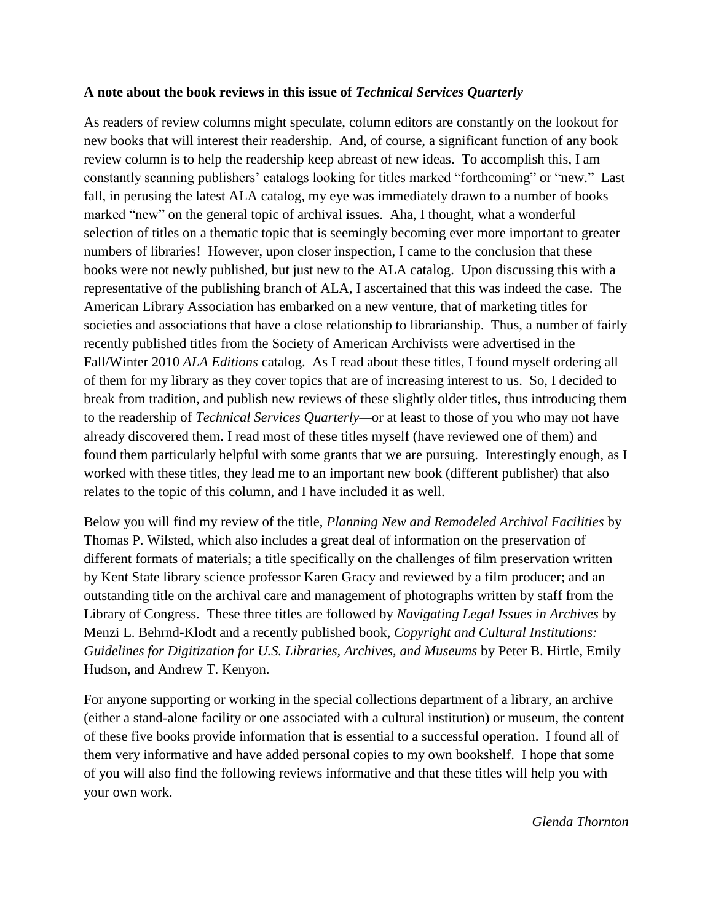**A note about the book reviews in this issue of *Technical Services Quarterly***

As readers of review columns might speculate, column editors are constantly on the lookout for new books that will interest their readership. And, of course, a significant function of any book review column is to help the readership keep abreast of new ideas. To accomplish this, I am constantly scanning publishers' catalogs looking for titles marked "forthcoming" or "new." Last fall, in perusing the latest ALA catalog, my eye was immediately drawn to a number of books marked "new" on the general topic of archival issues. Aha, I thought, what a wonderful selection of titles on a thematic topic that is seemingly becoming ever more important to greater numbers of libraries! However, upon closer inspection, I came to the conclusion that these books were not newly published, but just new to the ALA catalog. Upon discussing this with a representative of the publishing branch of ALA, I ascertained that this was indeed the case. The American Library Association has embarked on a new venture, that of marketing titles for societies and associations that have a close relationship to librarianship. Thus, a number of fairly recently published titles from the Society of American Archivists were advertised in the Fall/Winter 2010 *ALA Editions* catalog. As I read about these titles, I found myself ordering all of them for my library as they cover topics that are of increasing interest to us. So, I decided to break from tradition, and publish new reviews of these slightly older titles, thus introducing them to the readership of *Technical Services Quarterly*—or at least to those of you who may not have already discovered them. I read most of these titles myself (have reviewed one of them) and found them particularly helpful with some grants that we are pursuing. Interestingly enough, as I worked with these titles, they lead me to an important new book (different publisher) that also relates to the topic of this column, and I have included it as well.

Below you will find my review of the title, *Planning New and Remodeled Archival Facilities* by Thomas P. Wilsted, which also includes a great deal of information on the preservation of different formats of materials; a title specifically on the challenges of film preservation written by Kent State library science professor Karen Gracy and reviewed by a film producer; and an outstanding title on the archival care and management of photographs written by staff from the Library of Congress. These three titles are followed by *Navigating Legal Issues in Archives* by Menzi L. Behrnd-Klodt and a recently published book, *Copyright and Cultural Institutions: Guidelines for Digitization for U.S. Libraries, Archives, and Museums* by Peter B. Hirtle, Emily Hudson, and Andrew T. Kenyon.

For anyone supporting or working in the special collections department of a library, an archive (either a stand-alone facility or one associated with a cultural institution) or museum, the content of these five books provide information that is essential to a successful operation. I found all of them very informative and have added personal copies to my own bookshelf. I hope that some of you will also find the following reviews informative and that these titles will help you with your own work.

*Glenda Thornton*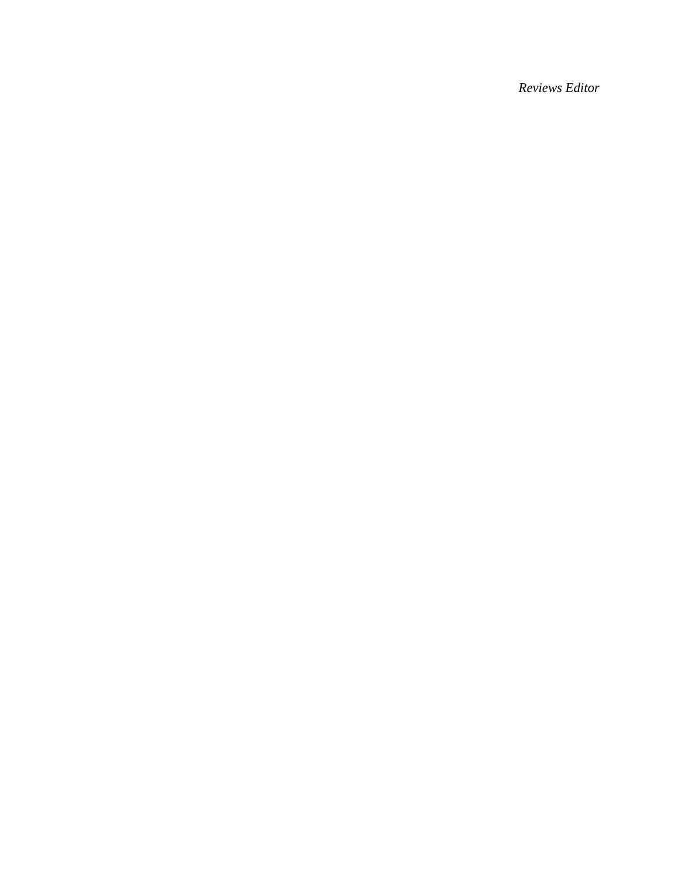*Reviews Editor*